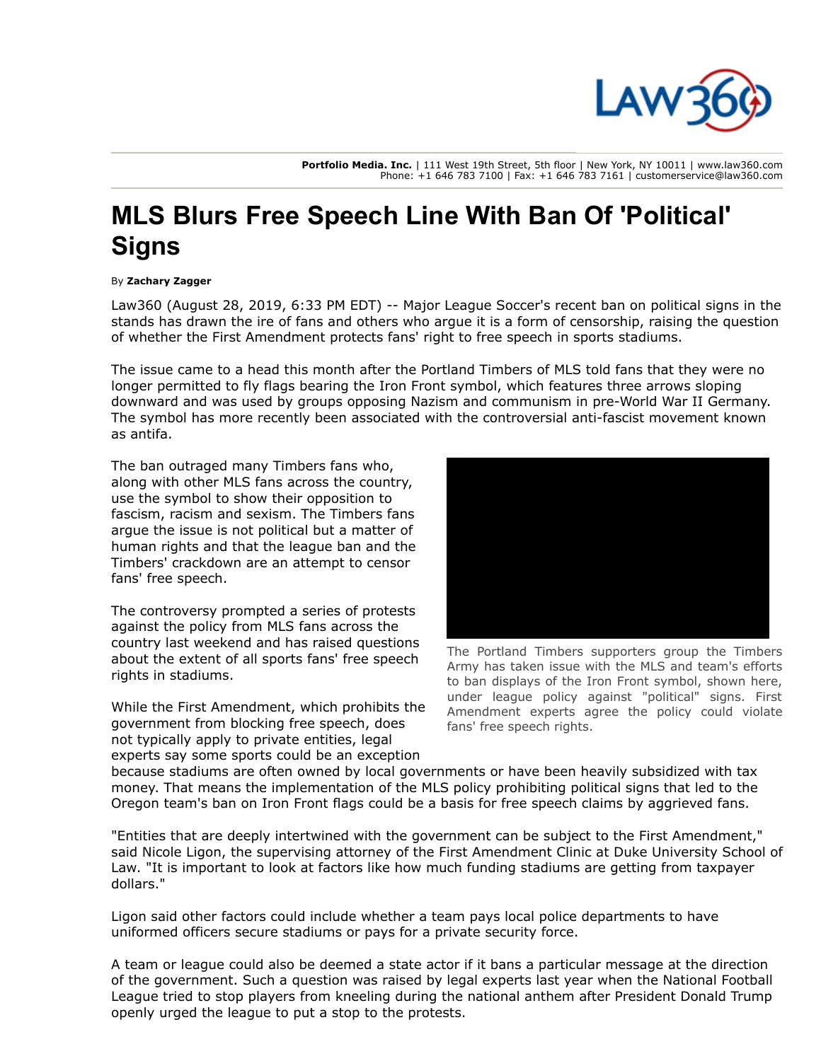Portfolio Media. Inc. | 111 West 19th Street, 5th floor | New York, NY 10011 | www.law360.com
Phone: +1 646 783 7100 | Fax: +1 646 783 7161 | customerservice@law360.com

# MLS Blurs Free Speech Line With Ban Of 'Political' Signs

By **Zachary Zagger**

Law360 (August 28, 2019, 6:33 PM EDT) -- Major League Soccer's recent ban on political signs in the stands has drawn the ire of fans and others who argue it is a form of censorship, raising the question of whether the First Amendment protects fans' right to free speech in sports stadiums.

The issue came to a head this month after the Portland Timbers of MLS told fans that they were no longer permitted to fly flags bearing the Iron Front symbol, which features three arrows sloping downward and was used by groups opposing Nazism and communism in pre-World War II Germany. The symbol has more recently been associated with the controversial anti-fascist movement known as antifa.

The ban outraged many Timbers fans who, along with other MLS fans across the country, use the symbol to show their opposition to fascism, racism and sexism. The Timbers fans argue the issue is not political but a matter of human rights and that the league ban and the Timbers' crackdown are an attempt to censor fans' free speech.

The Portland Timbers supporters group the Timbers Army has taken issue with the MLS and team's efforts to ban displays of the Iron Front symbol, shown here, under league policy against "political" signs. First Amendment experts agree the policy could violate fans' free speech rights.

The controversy prompted a series of protests against the policy from MLS fans across the country last weekend and has raised questions about the extent of all sports fans' free speech rights in stadiums.

While the First Amendment, which prohibits the government from blocking free speech, does not typically apply to private entities, legal experts say some sports could be an exception because stadiums are often owned by local governments or have been heavily subsidized with tax money. That means the implementation of the MLS policy prohibiting political signs that led to the Oregon team's ban on Iron Front flags could be a basis for free speech claims by aggrieved fans.

"Entities that are deeply intertwined with the government can be subject to the First Amendment," said Nicole Ligon, the supervising attorney of the First Amendment Clinic at Duke University School of Law. "It is important to look at factors like how much funding stadiums are getting from taxpayer dollars."

Ligon said other factors could include whether a team pays local police departments to have uniformed officers secure stadiums or pays for a private security force.

A team or league could also be deemed a state actor if it bans a particular message at the direction of the government. Such a question was raised by legal experts last year when the National Football League tried to stop players from kneeling during the national anthem after President Donald Trump openly urged the league to put a stop to the protests.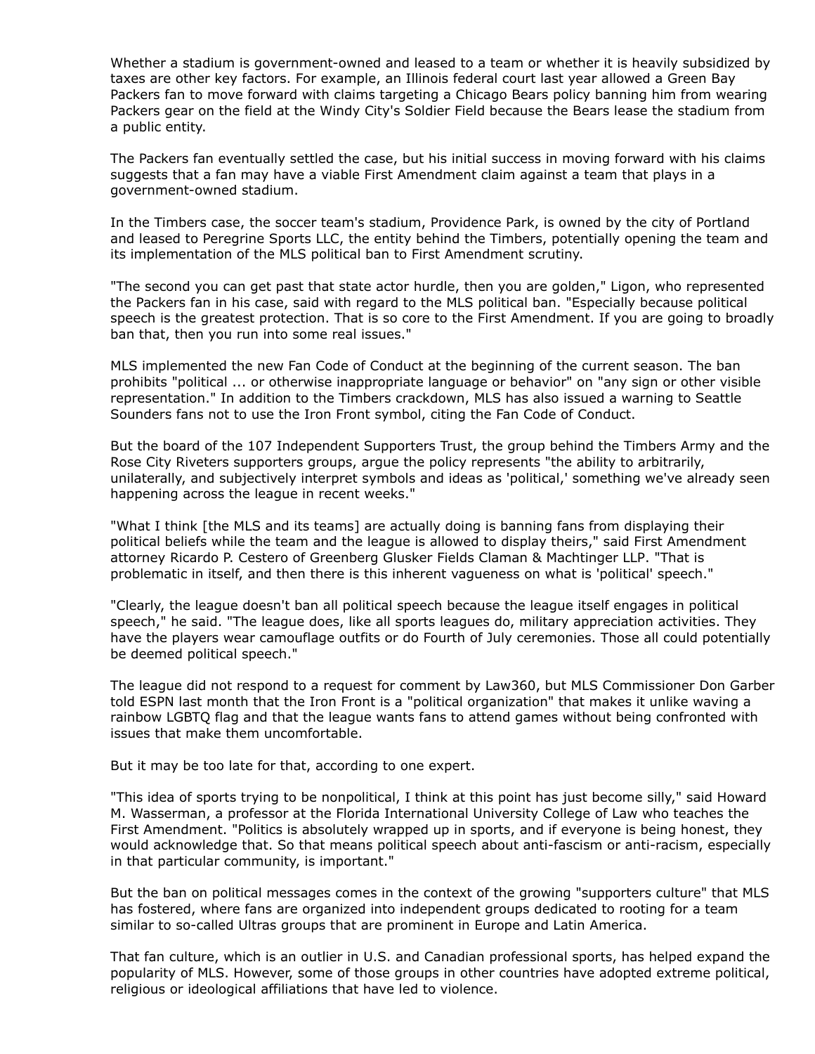Whether a stadium is government-owned and leased to a team or whether it is heavily subsidized by taxes are other key factors. For example, an Illinois federal court last year allowed a Green Bay Packers fan to move forward with claims targeting a Chicago Bears policy banning him from wearing Packers gear on the field at the Windy City's Soldier Field because the Bears lease the stadium from a public entity.

The Packers fan eventually settled the case, but his initial success in moving forward with his claims suggests that a fan may have a viable First Amendment claim against a team that plays in a government-owned stadium.

In the Timbers case, the soccer team's stadium, Providence Park, is owned by the city of Portland and leased to Peregrine Sports LLC, the entity behind the Timbers, potentially opening the team and its implementation of the MLS political ban to First Amendment scrutiny.

"The second you can get past that state actor hurdle, then you are golden," Ligon, who represented the Packers fan in his case, said with regard to the MLS political ban. "Especially because political speech is the greatest protection. That is so core to the First Amendment. If you are going to broadly ban that, then you run into some real issues."

MLS implemented the new Fan Code of Conduct at the beginning of the current season. The ban prohibits "political ... or otherwise inappropriate language or behavior" on "any sign or other visible representation." In addition to the Timbers crackdown, MLS has also issued a warning to Seattle Sounders fans not to use the Iron Front symbol, citing the Fan Code of Conduct.

But the board of the 107 Independent Supporters Trust, the group behind the Timbers Army and the Rose City Riveters supporters groups, argue the policy represents "the ability to arbitrarily, unilaterally, and subjectively interpret symbols and ideas as 'political,' something we've already seen happening across the league in recent weeks."

"What I think [the MLS and its teams] are actually doing is banning fans from displaying their political beliefs while the team and the league is allowed to display theirs," said First Amendment attorney Ricardo P. Cestero of Greenberg Glusker Fields Claman & Machtinger LLP. "That is problematic in itself, and then there is this inherent vagueness on what is 'political' speech."

"Clearly, the league doesn't ban all political speech because the league itself engages in political speech," he said. "The league does, like all sports leagues do, military appreciation activities. They have the players wear camouflage outfits or do Fourth of July ceremonies. Those all could potentially be deemed political speech."

The league did not respond to a request for comment by Law360, but MLS Commissioner Don Garber told ESPN last month that the Iron Front is a "political organization" that makes it unlike waving a rainbow LGBTQ flag and that the league wants fans to attend games without being confronted with issues that make them uncomfortable.

But it may be too late for that, according to one expert.

"This idea of sports trying to be nonpolitical, I think at this point has just become silly," said Howard M. Wasserman, a professor at the Florida International University College of Law who teaches the First Amendment. "Politics is absolutely wrapped up in sports, and if everyone is being honest, they would acknowledge that. So that means political speech about anti-fascism or anti-racism, especially in that particular community, is important."

But the ban on political messages comes in the context of the growing "supporters culture" that MLS has fostered, where fans are organized into independent groups dedicated to rooting for a team similar to so-called Ultras groups that are prominent in Europe and Latin America.

That fan culture, which is an outlier in U.S. and Canadian professional sports, has helped expand the popularity of MLS. However, some of those groups in other countries have adopted extreme political, religious or ideological affiliations that have led to violence.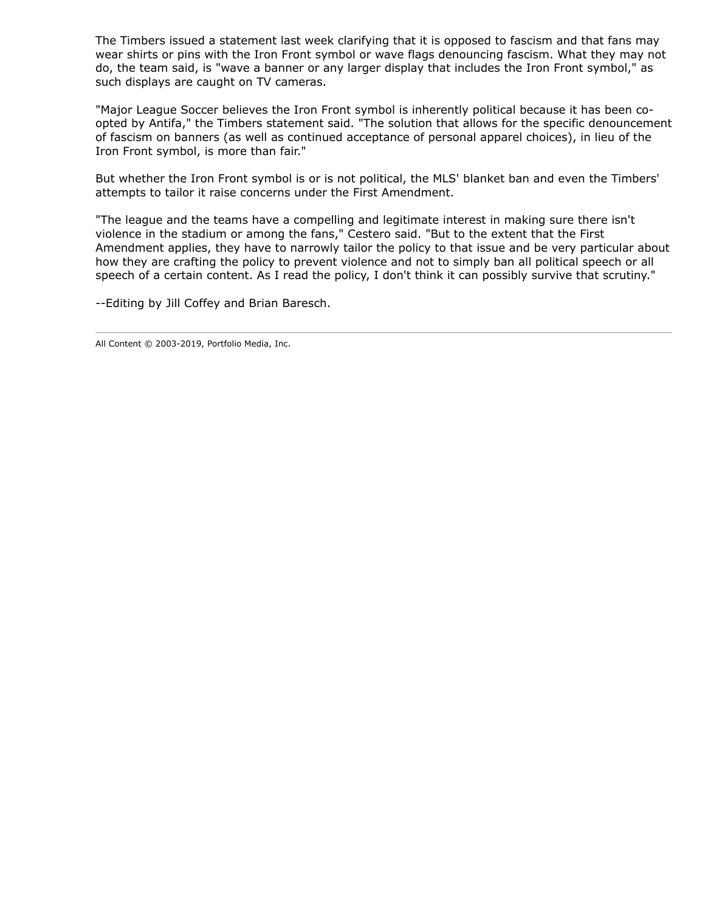The Timbers issued a statement last week clarifying that it is opposed to fascism and that fans may wear shirts or pins with the Iron Front symbol or wave flags denouncing fascism. What they may not do, the team said, is "wave a banner or any larger display that includes the Iron Front symbol," as such displays are caught on TV cameras.

"Major League Soccer believes the Iron Front symbol is inherently political because it has been co-opted by Antifa," the Timbers statement said. "The solution that allows for the specific denouncement of fascism on banners (as well as continued acceptance of personal apparel choices), in lieu of the Iron Front symbol, is more than fair."

But whether the Iron Front symbol is or is not political, the MLS' blanket ban and even the Timbers' attempts to tailor it raise concerns under the First Amendment.

"The league and the teams have a compelling and legitimate interest in making sure there isn't violence in the stadium or among the fans," Cestero said. "But to the extent that the First Amendment applies, they have to narrowly tailor the policy to that issue and be very particular about how they are crafting the policy to prevent violence and not to simply ban all political speech or all speech of a certain content. As I read the policy, I don't think it can possibly survive that scrutiny."

--Editing by Jill Coffey and Brian Baresch.

All Content © 2003-2019, Portfolio Media, Inc.